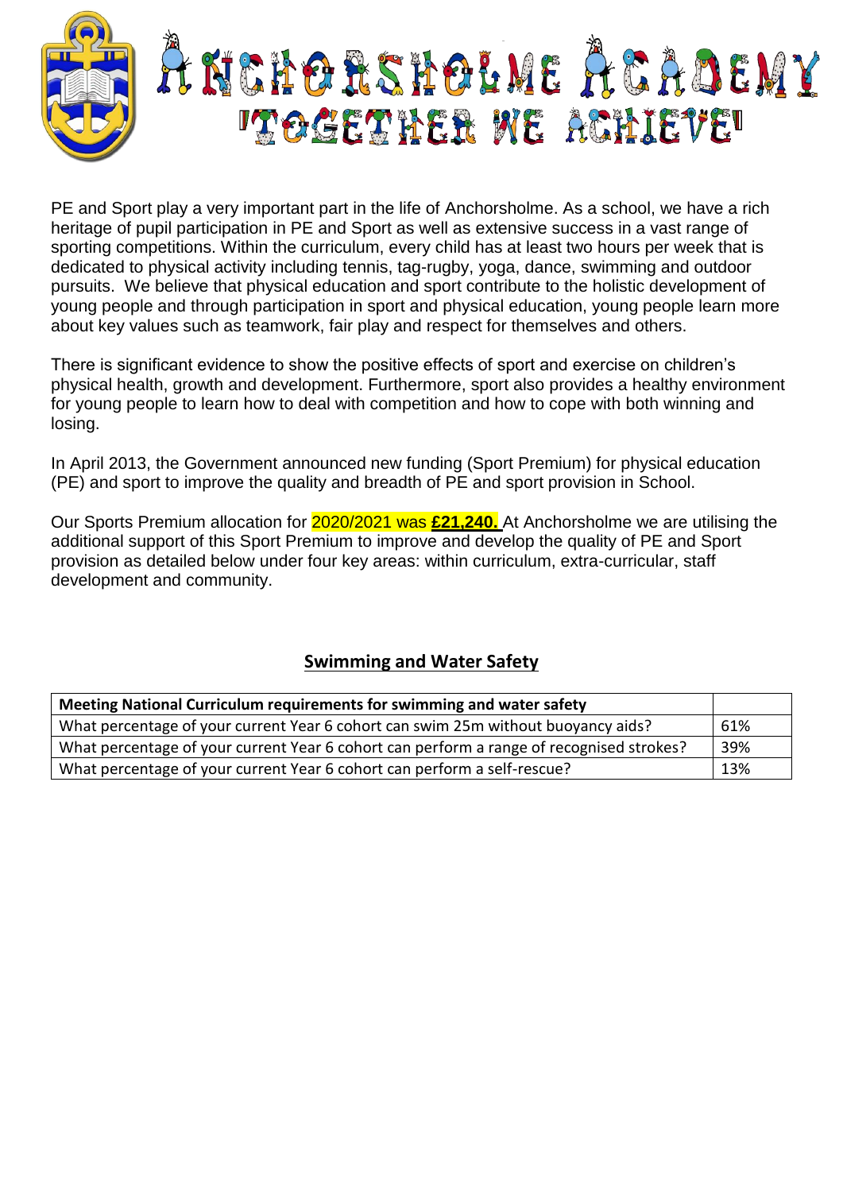# ANCHORSHOLME ACADEMY

## "TOGETHER WE ACHIEVE"

PE and Sport play a very important part in the life of Anchorsholme. As a school, we have a rich heritage of pupil participation in PE and Sport as well as extensive success in a vast range of sporting competitions. Within the curriculum, every child has at least two hours per week that is dedicated to physical activity including tennis, tag-rugby, yoga, dance, swimming and outdoor pursuits. We believe that physical education and sport contribute to the holistic development of young people and through participation in sport and physical education, young people learn more about key values such as teamwork, fair play and respect for themselves and others.

There is significant evidence to show the positive effects of sport and exercise on children's physical health, growth and development. Furthermore, sport also provides a healthy environment for young people to learn how to deal with competition and how to cope with both winning and losing.

In April 2013, the Government announced new funding (Sport Premium) for physical education (PE) and sport to improve the quality and breadth of PE and sport provision in School.

Our Sports Premium allocation for 2020/2021 was **£21,240.** At Anchorsholme we are utilising the additional support of this Sport Premium to improve and develop the quality of PE and Sport provision as detailed below under four key areas: within curriculum, extra-curricular, staff development and community.

## Swimming and Water Safety

| **Meeting National Curriculum requirements for swimming and water safety** | |
| --- | --- |
| What percentage of your current Year 6 cohort can swim 25m without buoyancy aids? | 61% |
| What percentage of your current Year 6 cohort can perform a range of recognised strokes? | 39% |
| What percentage of your current Year 6 cohort can perform a self-rescue? | 13% |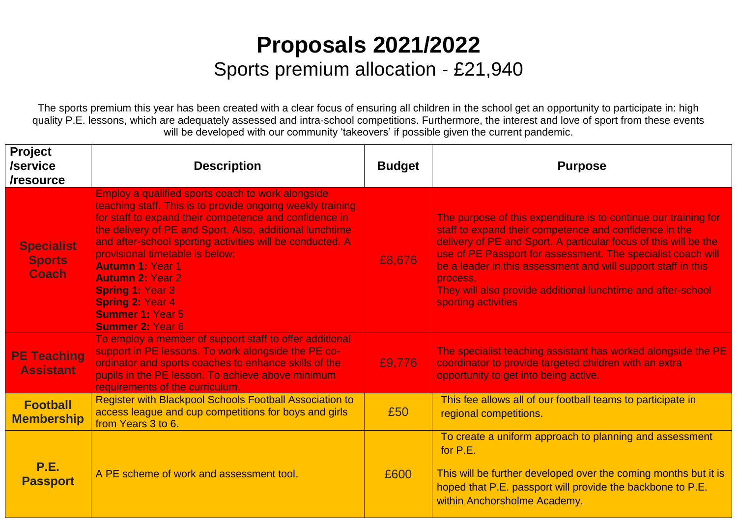# Proposals 2021/2022

## Sports premium allocation - £21,940

The sports premium this year has been created with a clear focus of ensuring all children in the school get an opportunity to participate in: high quality P.E. lessons, which are adequately assessed and intra-school competitions. Furthermore, the interest and love of sport from these events will be developed with our community 'takeovers' if possible given the current pandemic.

| Project /service /resource | Description | Budget | Purpose |
|---|---|---|---|
| **Specialist Sports Coach** | Employ a qualified sports coach to work alongside teaching staff. This is to provide ongoing weekly training for staff to expand their competence and confidence in the delivery of PE and Sport. Also, additional lunchtime and after-school sporting activities will be conducted. A provisional timetable is below:<br>**Autumn 1:** Year 1<br>**Autumn 2:** Year 2<br>**Spring 1:** Year 3<br>**Spring 2:** Year 4<br>**Summer 1:** Year 5<br>**Summer 2:** Year 6 | £8,676 | The purpose of this expenditure is to continue our training for staff to expand their competence and confidence in the delivery of PE and Sport. A particular focus of this will be the use of PE Passport for assessment. The specialist coach will be a leader in this assessment and will support staff in this process.<br>They will also provide additional lunchtime and after-school sporting activities |
| **PE Teaching Assistant** | To employ a member of support staff to offer additional support in PE lessons. To work alongside the PE co-ordinator and sports coaches to enhance skills of the pupils in the PE lesson. To achieve above minimum requirements of the curriculum. | £9,776 | The specialist teaching assistant has worked alongside the PE coordinator to provide targeted children with an extra opportunity to get into being active. |
| **Football Membership** | Register with Blackpool Schools Football Association to access league and cup competitions for boys and girls from Years 3 to 6. | £50 | This fee allows all of our football teams to participate in regional competitions. |
| **P.E. Passport** | A PE scheme of work and assessment tool. | £600 | To create a uniform approach to planning and assessment for P.E.<br>This will be further developed over the coming months but it is hoped that P.E. passport will provide the backbone to P.E. within Anchorsholme Academy. |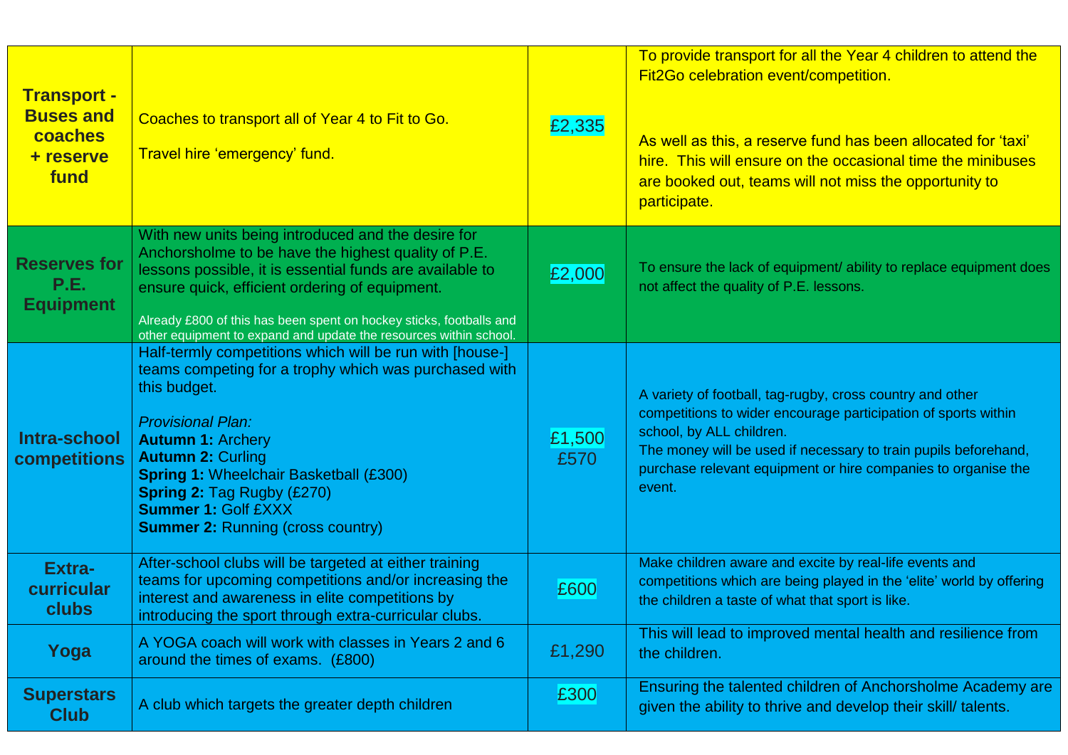| | | | |
|---|---|---|---|
| **Transport - Buses and coaches + reserve fund** | Coaches to transport all of Year 4 to Fit to Go.<br><br>Travel hire 'emergency' fund. | £2,335 | To provide transport for all the Year 4 children to attend the Fit2Go celebration event/competition.<br><br>As well as this, a reserve fund has been allocated for 'taxi' hire. This will ensure on the occasional time the minibuses are booked out, teams will not miss the opportunity to participate. |
| **Reserves for P.E. Equipment** | With new units being introduced and the desire for Anchorsholme to be have the highest quality of P.E. lessons possible, it is essential funds are available to ensure quick, efficient ordering of equipment.<br><br>Already £800 of this has been spent on hockey sticks, footballs and other equipment to expand and update the resources within school. | £2,000 | To ensure the lack of equipment/ ability to replace equipment does not affect the quality of P.E. lessons. |
| **Intra-school competitions** | Half-termly competitions which will be run with [house-] teams competing for a trophy which was purchased with this budget.<br><br>*Provisional Plan:*<br>**Autumn 1:** Archery<br>**Autumn 2:** Curling<br>**Spring 1:** Wheelchair Basketball (£300)<br>**Spring 2:** Tag Rugby (£270)<br>**Summer 1:** Golf £XXX<br>**Summer 2:** Running (cross country) | £1,500<br>£570 | A variety of football, tag-rugby, cross country and other competitions to wider encourage participation of sports within school, by ALL children.<br>The money will be used if necessary to train pupils beforehand, purchase relevant equipment or hire companies to organise the event. |
| **Extra-curricular clubs** | After-school clubs will be targeted at either training teams for upcoming competitions and/or increasing the interest and awareness in elite competitions by introducing the sport through extra-curricular clubs. | £600 | Make children aware and excite by real-life events and competitions which are being played in the 'elite' world by offering the children a taste of what that sport is like. |
| **Yoga** | A YOGA coach will work with classes in Years 2 and 6 around the times of exams. (£800) | £1,290 | This will lead to improved mental health and resilience from the children. |
| **Superstars Club** | A club which targets the greater depth children | £300 | Ensuring the talented children of Anchorsholme Academy are given the ability to thrive and develop their skill/ talents. |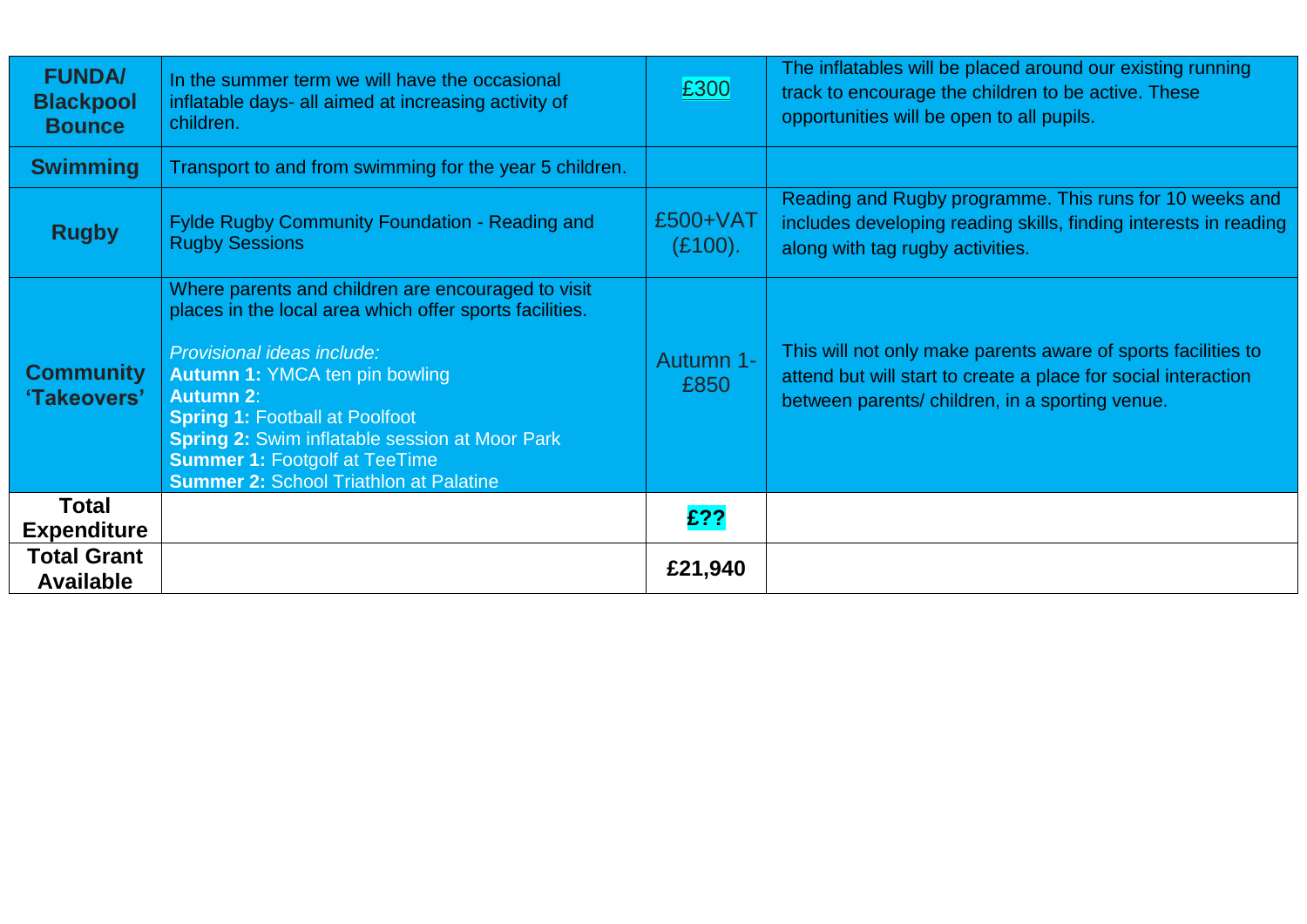| | | | |
|---|---|---|---|
| **FUNDA/ Blackpool Bounce** | In the summer term we will have the occasional inflatable days- all aimed at increasing activity of children. | £300 | The inflatables will be placed around our existing running track to encourage the children to be active. These opportunities will be open to all pupils. |
| **Swimming** | Transport to and from swimming for the year 5 children. | | |
| **Rugby** | Fylde Rugby Community Foundation - Reading and Rugby Sessions | £500+VAT (£100). | Reading and Rugby programme. This runs for 10 weeks and includes developing reading skills, finding interests in reading along with tag rugby activities. |
| **Community 'Takeovers'** | Where parents and children are encouraged to visit places in the local area which offer sports facilities.<br><br>*Provisional ideas include:*<br>**Autumn 1:** YMCA ten pin bowling<br>**Autumn 2**:<br>**Spring 1:** Football at Poolfoot<br>**Spring 2:** Swim inflatable session at Moor Park<br>**Summer 1:** Footgolf at TeeTime<br>**Summer 2:** School Triathlon at Palatine | Autumn 1- £850 | This will not only make parents aware of sports facilities to attend but will start to create a place for social interaction between parents/ children, in a sporting venue. |
| **Total Expenditure** | | **£??** | |
| **Total Grant Available** | | **£21,940** | |